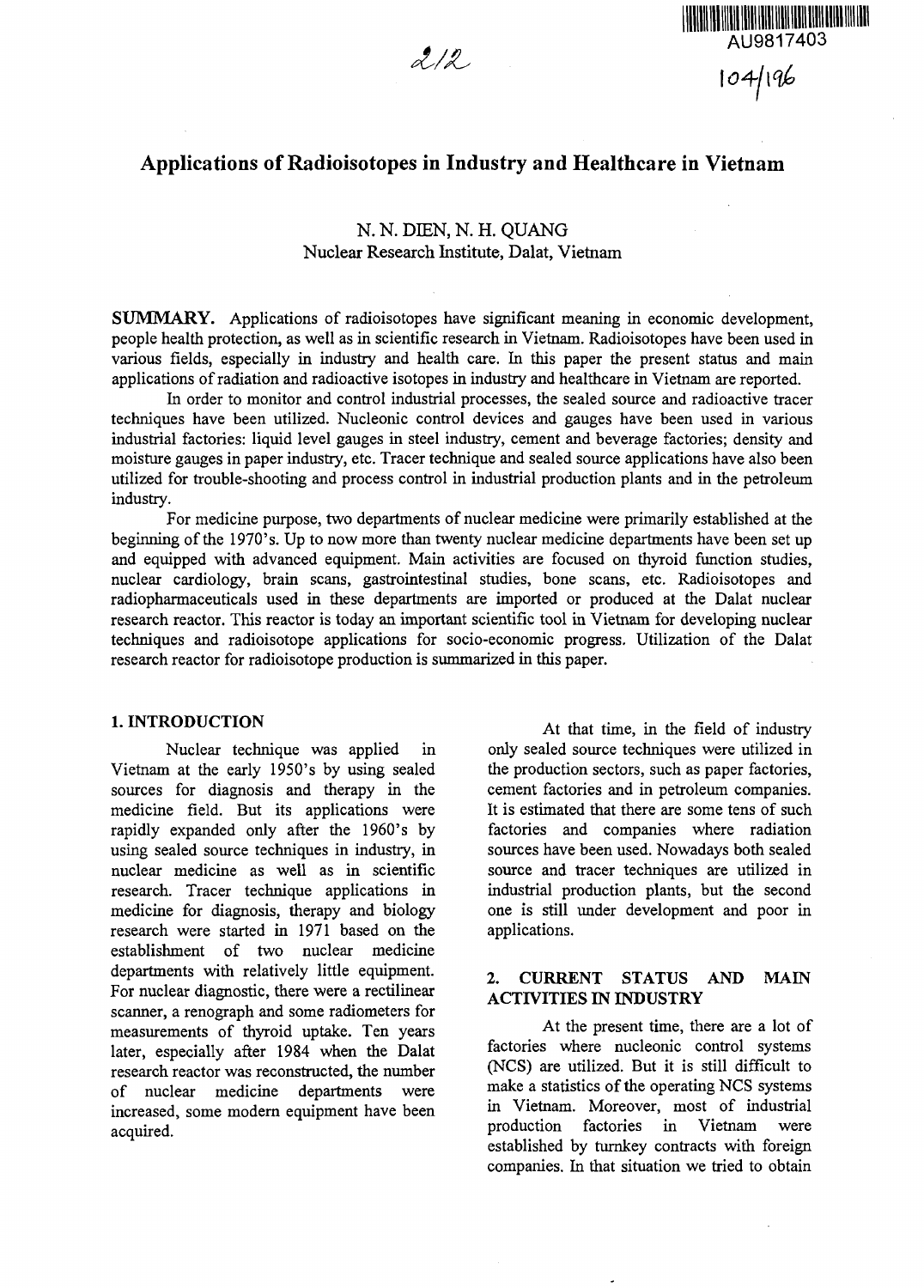# Applications of Radioisotopes in Industry and Healthcare in Vietnam

N. N. DIEN, N. H. QUANG
Nuclear Research Institute, Dalat, Vietnam

**SUMMARY.** Applications of radioisotopes have significant meaning in economic development, people health protection, as well as in scientific research in Vietnam. Radioisotopes have been used in various fields, especially in industry and health care. In this paper the present status and main applications of radiation and radioactive isotopes in industry and healthcare in Vietnam are reported.

In order to monitor and control industrial processes, the sealed source and radioactive tracer techniques have been utilized. Nucleonic control devices and gauges have been used in various industrial factories: liquid level gauges in steel industry, cement and beverage factories; density and moisture gauges in paper industry, etc. Tracer technique and sealed source applications have also been utilized for trouble-shooting and process control in industrial production plants and in the petroleum industry.

For medicine purpose, two departments of nuclear medicine were primarily established at the beginning of the 1970's. Up to now more than twenty nuclear medicine departments have been set up and equipped with advanced equipment. Main activities are focused on thyroid function studies, nuclear cardiology, brain scans, gastrointestinal studies, bone scans, etc. Radioisotopes and radiopharmaceuticals used in these departments are imported or produced at the Dalat nuclear research reactor. This reactor is today an important scientific tool in Vietnam for developing nuclear techniques and radioisotope applications for socio-economic progress. Utilization of the Dalat research reactor for radioisotope production is summarized in this paper.

## 1. INTRODUCTION

Nuclear technique was applied in Vietnam at the early 1950's by using sealed sources for diagnosis and therapy in the medicine field. But its applications were rapidly expanded only after the 1960's by using sealed source techniques in industry, in nuclear medicine as well as in scientific research. Tracer technique applications in medicine for diagnosis, therapy and biology research were started in 1971 based on the establishment of two nuclear medicine departments with relatively little equipment. For nuclear diagnostic, there were a rectilinear scanner, a renograph and some radiometers for measurements of thyroid uptake. Ten years later, especially after 1984 when the Dalat research reactor was reconstructed, the number of nuclear medicine departments were increased, some modern equipment have been acquired.

At that time, in the field of industry only sealed source techniques were utilized in the production sectors, such as paper factories, cement factories and in petroleum companies. It is estimated that there are some tens of such factories and companies where radiation sources have been used. Nowadays both sealed source and tracer techniques are utilized in industrial production plants, but the second one is still under development and poor in applications.

## 2. CURRENT STATUS AND MAIN ACTIVITIES IN INDUSTRY

At the present time, there are a lot of factories where nucleonic control systems (NCS) are utilized. But it is still difficult to make a statistics of the operating NCS systems in Vietnam. Moreover, most of industrial production factories in Vietnam were established by turnkey contracts with foreign companies. In that situation we tried to obtain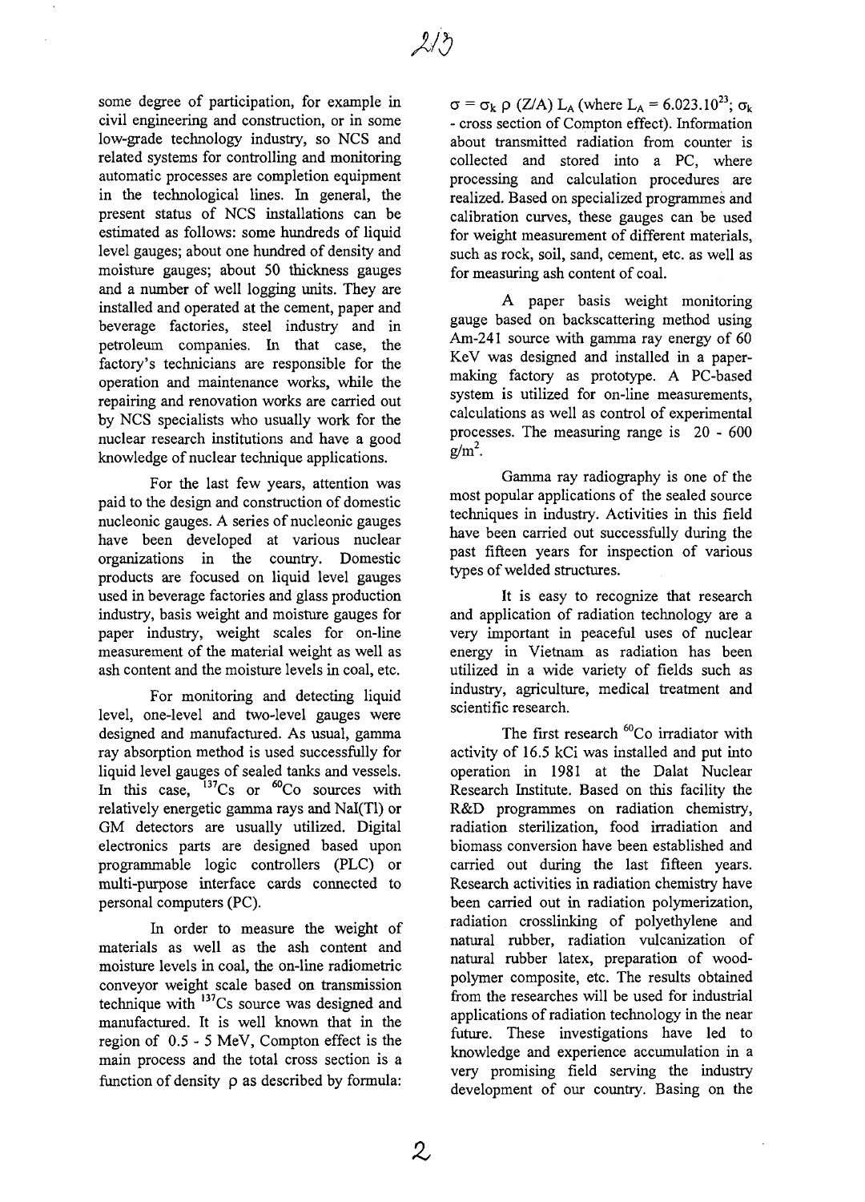some degree of participation, for example in civil engineering and construction, or in some low-grade technology industry, so NCS and related systems for controlling and monitoring automatic processes are completion equipment in the technological lines. In general, the present status of NCS installations can be estimated as follows: some hundreds of liquid level gauges; about one hundred of density and moisture gauges; about 50 thickness gauges and a number of well logging units. They are installed and operated at the cement, paper and beverage factories, steel industry and in petroleum companies. In that case, the factory's technicians are responsible for the operation and maintenance works, while the repairing and renovation works are carried out by NCS specialists who usually work for the nuclear research institutions and have a good knowledge of nuclear technique applications.

For the last few years, attention was paid to the design and construction of domestic nucleonic gauges. A series of nucleonic gauges have been developed at various nuclear organizations in the country. Domestic products are focused on liquid level gauges used in beverage factories and glass production industry, basis weight and moisture gauges for paper industry, weight scales for on-line measurement of the material weight as well as ash content and the moisture levels in coal, etc.

For monitoring and detecting liquid level, one-level and two-level gauges were designed and manufactured. As usual, gamma ray absorption method is used successfully for liquid level gauges of sealed tanks and vessels. In this case, $^{137}Cs$ or $^{60}Co$ sources with relatively energetic gamma rays and NaI(Tl) or GM detectors are usually utilized. Digital electronics parts are designed based upon programmable logic controllers (PLC) or multi-purpose interface cards connected to personal computers (PC).

In order to measure the weight of materials as well as the ash content and moisture levels in coal, the on-line radiometric conveyor weight scale based on transmission technique with $^{137}Cs$ source was designed and manufactured. It is well known that in the region of 0.5 - 5 MeV, Compton effect is the main process and the total cross section is a function of density $\rho$ as described by formula: $\sigma = \sigma_k \, \rho \, (Z/A) \, L_A$ (where $L_A = 6.023.10^{23}$; $\sigma_k$ - cross section of Compton effect). Information about transmitted radiation from counter is collected and stored into a PC, where processing and calculation procedures are realized. Based on specialized programmes and calibration curves, these gauges can be used for weight measurement of different materials, such as rock, soil, sand, cement, etc. as well as for measuring ash content of coal.

A paper basis weight monitoring gauge based on backscattering method using Am-241 source with gamma ray energy of 60 KeV was designed and installed in a paper-making factory as prototype. A PC-based system is utilized for on-line measurements, calculations as well as control of experimental processes. The measuring range is 20 - 600 $g/m^2$.

Gamma ray radiography is one of the most popular applications of the sealed source techniques in industry. Activities in this field have been carried out successfully during the past fifteen years for inspection of various types of welded structures.

It is easy to recognize that research and application of radiation technology are a very important in peaceful uses of nuclear energy in Vietnam as radiation has been utilized in a wide variety of fields such as industry, agriculture, medical treatment and scientific research.

The first research $^{60}Co$ irradiator with activity of 16.5 kCi was installed and put into operation in 1981 at the Dalat Nuclear Research Institute. Based on this facility the R&D programmes on radiation chemistry, radiation sterilization, food irradiation and biomass conversion have been established and carried out during the last fifteen years. Research activities in radiation chemistry have been carried out in radiation polymerization, radiation crosslinking of polyethylene and natural rubber, radiation vulcanization of natural rubber latex, preparation of wood-polymer composite, etc. The results obtained from the researches will be used for industrial applications of radiation technology in the near future. These investigations have led to knowledge and experience accumulation in a very promising field serving the industry development of our country. Basing on the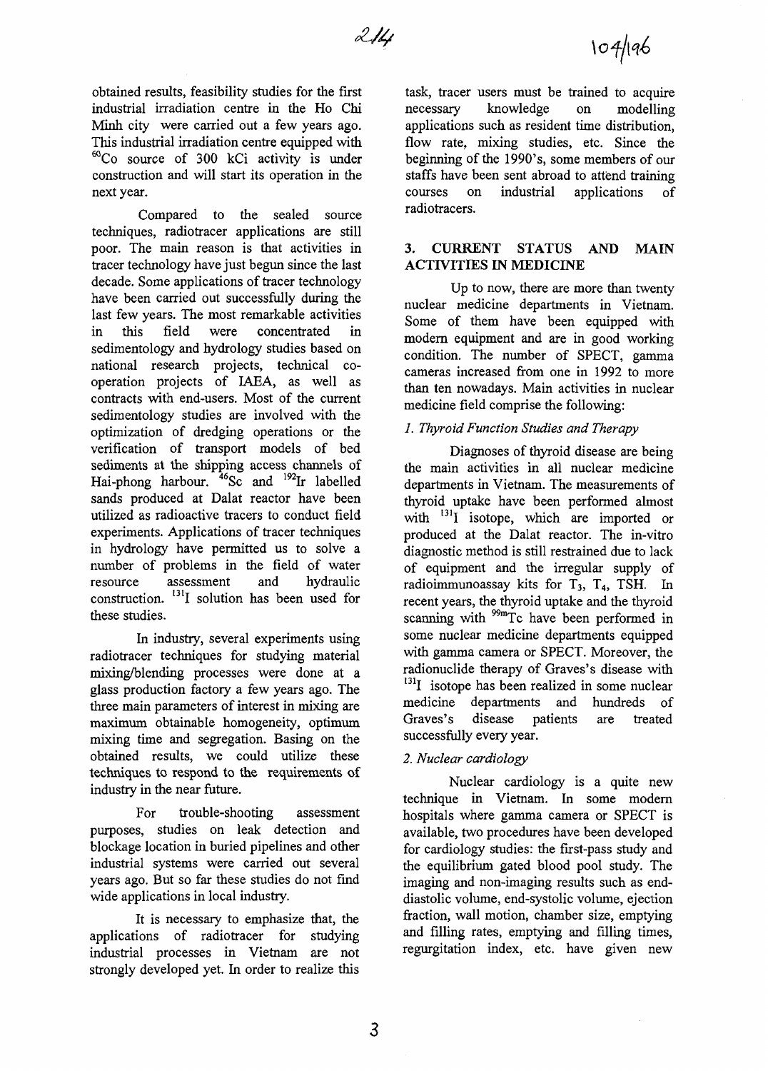obtained results, feasibility studies for the first industrial irradiation centre in the Ho Chi Minh city were carried out a few years ago. This industrial irradiation centre equipped with $^{60}$Co source of 300 kCi activity is under construction and will start its operation in the next year.

Compared to the sealed source techniques, radiotracer applications are still poor. The main reason is that activities in tracer technology have just begun since the last decade. Some applications of tracer technology have been carried out successfully during the last few years. The most remarkable activities in this field were concentrated in sedimentology and hydrology studies based on national research projects, technical co-operation projects of IAEA, as well as contracts with end-users. Most of the current sedimentology studies are involved with the optimization of dredging operations or the verification of transport models of bed sediments at the shipping access channels of Hai-phong harbour. $^{46}$Sc and $^{192}$Ir labelled sands produced at Dalat reactor have been utilized as radioactive tracers to conduct field experiments. Applications of tracer techniques in hydrology have permitted us to solve a number of problems in the field of water resource assessment and hydraulic construction. $^{131}$I solution has been used for these studies.

In industry, several experiments using radiotracer techniques for studying material mixing/blending processes were done at a glass production factory a few years ago. The three main parameters of interest in mixing are maximum obtainable homogeneity, optimum mixing time and segregation. Basing on the obtained results, we could utilize these techniques to respond to the requirements of industry in the near future.

For trouble-shooting assessment purposes, studies on leak detection and blockage location in buried pipelines and other industrial systems were carried out several years ago. But so far these studies do not find wide applications in local industry.

It is necessary to emphasize that, the applications of radiotracer for studying industrial processes in Vietnam are not strongly developed yet. In order to realize this task, tracer users must be trained to acquire necessary knowledge on modelling applications such as resident time distribution, flow rate, mixing studies, etc. Since the beginning of the 1990's, some members of our staffs have been sent abroad to attend training courses on industrial applications of radiotracers.

## 3. CURRENT STATUS AND MAIN ACTIVITIES IN MEDICINE

Up to now, there are more than twenty nuclear medicine departments in Vietnam. Some of them have been equipped with modern equipment and are in good working condition. The number of SPECT, gamma cameras increased from one in 1992 to more than ten nowadays. Main activities in nuclear medicine field comprise the following:

*1. Thyroid Function Studies and Therapy*

Diagnoses of thyroid disease are being the main activities in all nuclear medicine departments in Vietnam. The measurements of thyroid uptake have been performed almost with $^{131}$I isotope, which are imported or produced at the Dalat reactor. The in-vitro diagnostic method is still restrained due to lack of equipment and the irregular supply of radioimmunoassay kits for $T_3$, $T_4$, TSH. In recent years, the thyroid uptake and the thyroid scanning with $^{99m}$Tc have been performed in some nuclear medicine departments equipped with gamma camera or SPECT. Moreover, the radionuclide therapy of Graves's disease with $^{131}$I isotope has been realized in some nuclear medicine departments and hundreds of Graves's disease patients are treated successfully every year.

*2. Nuclear cardiology*

Nuclear cardiology is a quite new technique in Vietnam. In some modern hospitals where gamma camera or SPECT is available, two procedures have been developed for cardiology studies: the first-pass study and the equilibrium gated blood pool study. The imaging and non-imaging results such as end-diastolic volume, end-systolic volume, ejection fraction, wall motion, chamber size, emptying and filling rates, emptying and filling times, regurgitation index, etc. have given new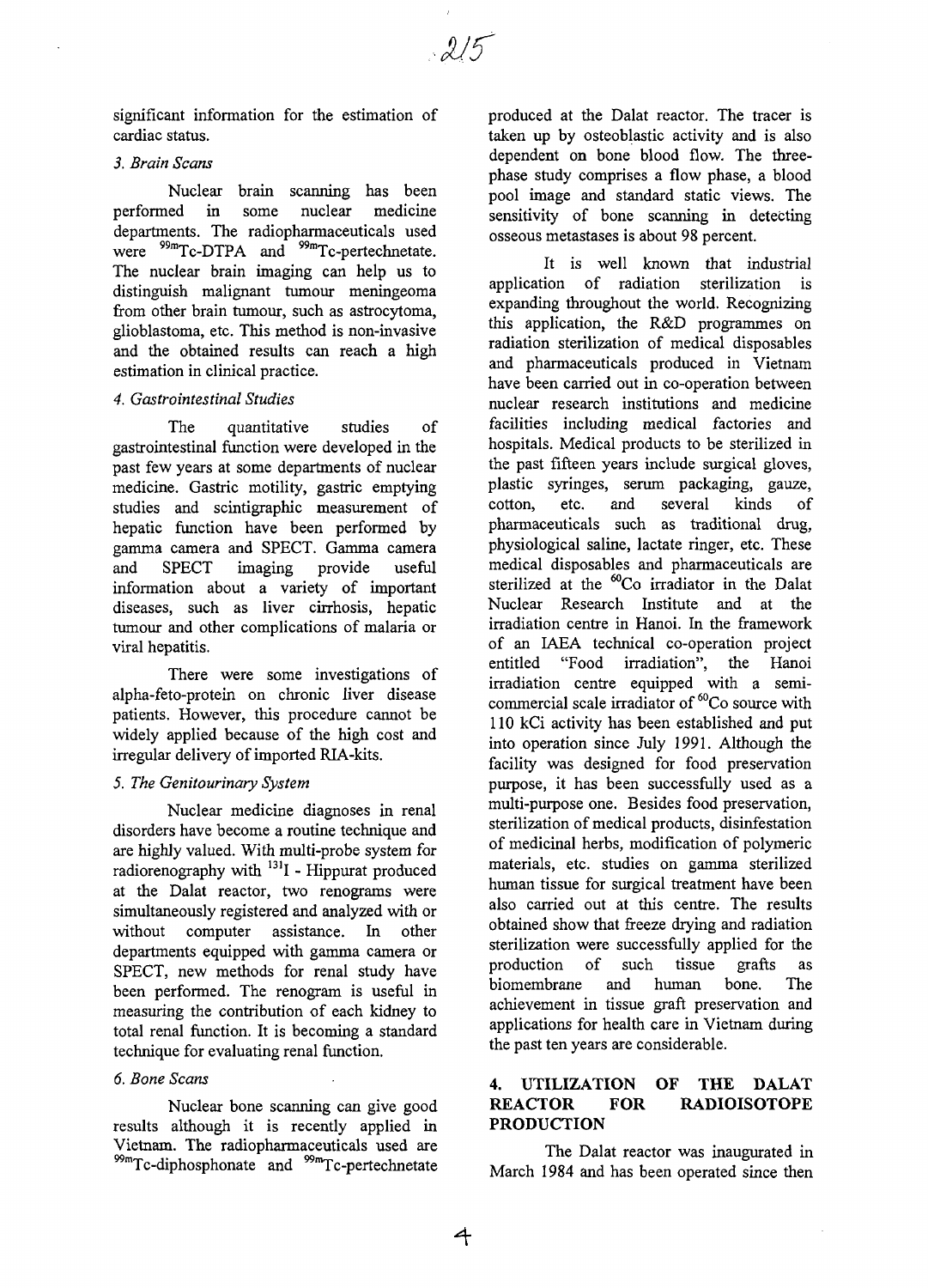significant information for the estimation of cardiac status.

### *3. Brain Scans*

Nuclear brain scanning has been performed in some nuclear medicine departments. The radiopharmaceuticals used were $^{99m}$Tc-DTPA and $^{99m}$Tc-pertechnetate. The nuclear brain imaging can help us to distinguish malignant tumour meningeoma from other brain tumour, such as astrocytoma, glioblastoma, etc. This method is non-invasive and the obtained results can reach a high estimation in clinical practice.

### *4. Gastrointestinal Studies*

The quantitative studies of gastrointestinal function were developed in the past few years at some departments of nuclear medicine. Gastric motility, gastric emptying studies and scintigraphic measurement of hepatic function have been performed by gamma camera and SPECT. Gamma camera and SPECT imaging provide useful information about a variety of important diseases, such as liver cirrhosis, hepatic tumour and other complications of malaria or viral hepatitis.

There were some investigations of alpha-feto-protein on chronic liver disease patients. However, this procedure cannot be widely applied because of the high cost and irregular delivery of imported RIA-kits.

### *5. The Genitourinary System*

Nuclear medicine diagnoses in renal disorders have become a routine technique and are highly valued. With multi-probe system for radiorenography with $^{131}$I - Hippurat produced at the Dalat reactor, two renograms were simultaneously registered and analyzed with or without computer assistance. In other departments equipped with gamma camera or SPECT, new methods for renal study have been performed. The renogram is useful in measuring the contribution of each kidney to total renal function. It is becoming a standard technique for evaluating renal function.

### *6. Bone Scans*

Nuclear bone scanning can give good results although it is recently applied in Vietnam. The radiopharmaceuticals used are $^{99m}$Tc-diphosphonate and $^{99m}$Tc-pertechnetate produced at the Dalat reactor. The tracer is taken up by osteoblastic activity and is also dependent on bone blood flow. The three-phase study comprises a flow phase, a blood pool image and standard static views. The sensitivity of bone scanning in detecting osseous metastases is about 98 percent.

It is well known that industrial application of radiation sterilization is expanding throughout the world. Recognizing this application, the R&D programmes on radiation sterilization of medical disposables and pharmaceuticals produced in Vietnam have been carried out in co-operation between nuclear research institutions and medicine facilities including medical factories and hospitals. Medical products to be sterilized in the past fifteen years include surgical gloves, plastic syringes, serum packaging, gauze, cotton, etc. and several kinds of pharmaceuticals such as traditional drug, physiological saline, lactate ringer, etc. These medical disposables and pharmaceuticals are sterilized at the $^{60}$Co irradiator in the Dalat Nuclear Research Institute and at the irradiation centre in Hanoi. In the framework of an IAEA technical co-operation project entitled "Food irradiation", the Hanoi irradiation centre equipped with a semi-commercial scale irradiator of $^{60}$Co source with 110 kCi activity has been established and put into operation since July 1991. Although the facility was designed for food preservation purpose, it has been successfully used as a multi-purpose one. Besides food preservation, sterilization of medical products, disinfestation of medicinal herbs, modification of polymeric materials, etc. studies on gamma sterilized human tissue for surgical treatment have been also carried out at this centre. The results obtained show that freeze drying and radiation sterilization were successfully applied for the production of such tissue grafts as biomembrane and human bone. The achievement in tissue graft preservation and applications for health care in Vietnam during the past ten years are considerable.

## 4. UTILIZATION OF THE DALAT REACTOR FOR RADIOISOTOPE PRODUCTION

The Dalat reactor was inaugurated in March 1984 and has been operated since then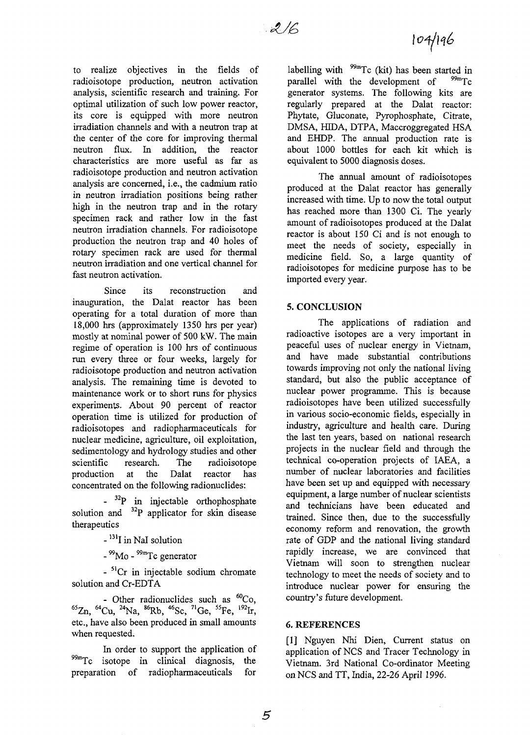to realize objectives in the fields of radioisotope production, neutron activation analysis, scientific research and training. For optimal utilization of such low power reactor, its core is equipped with more neutron irradiation channels and with a neutron trap at the center of the core for improving thermal neutron flux. In addition, the reactor characteristics are more useful as far as radioisotope production and neutron activation analysis are concerned, i.e., the cadmium ratio in neutron irradiation positions being rather high in the neutron trap and in the rotary specimen rack and rather low in the fast neutron irradiation channels. For radioisotope production the neutron trap and 40 holes of rotary specimen rack are used for thermal neutron irradiation and one vertical channel for fast neutron activation.

Since its reconstruction and inauguration, the Dalat reactor has been operating for a total duration of more than 18,000 hrs (approximately 1350 hrs per year) mostly at nominal power of 500 kW. The main regime of operation is 100 hrs of continuous run every three or four weeks, largely for radioisotope production and neutron activation analysis. The remaining time is devoted to maintenance work or to short runs for physics experiments. About 90 percent of reactor operation time is utilized for production of radioisotopes and radiopharmaceuticals for nuclear medicine, agriculture, oil exploitation, sedimentology and hydrology studies and other scientific research. The radioisotope production at the Dalat reactor has concentrated on the following radionuclides:

- $^{32}P$ in injectable orthophosphate solution and $^{32}P$ applicator for skin disease therapeutics
- $^{131}I$ in NaI solution
- $^{99}Mo$ - $^{99m}Tc$ generator
- $^{51}Cr$ in injectable sodium chromate solution and Cr-EDTA
- Other radionuclides such as $^{60}Co$, $^{65}Zn$, $^{64}Cu$, $^{24}Na$, $^{86}Rb$, $^{46}Sc$, $^{71}Ge$, $^{55}Fe$, $^{192}Ir$, etc., have also been produced in small amounts when requested.

In order to support the application of $^{99m}Tc$ isotope in clinical diagnosis, the preparation of radiopharmaceuticals for labelling with $^{99m}Tc$ (kit) has been started in parallel with the development of $^{99m}Tc$ generator systems. The following kits are regularly prepared at the Dalat reactor: Phytate, Gluconate, Pyrophosphate, Citrate, DMSA, HIDA, DTPA, Maccroggregated HSA and EHDP. The annual production rate is about 1000 bottles for each kit which is equivalent to 5000 diagnosis doses.

The annual amount of radioisotopes produced at the Dalat reactor has generally increased with time. Up to now the total output has reached more than 1300 Ci. The yearly amount of radioisotopes produced at the Dalat reactor is about 150 Ci and is not enough to meet the needs of society, especially in medicine field. So, a large quantity of radioisotopes for medicine purpose has to be imported every year.

## 5. CONCLUSION

The applications of radiation and radioactive isotopes are a very important in peaceful uses of nuclear energy in Vietnam, and have made substantial contributions towards improving not only the national living standard, but also the public acceptance of nuclear power programme. This is because radioisotopes have been utilized successfully in various socio-economic fields, especially in industry, agriculture and health care. During the last ten years, based on national research projects in the nuclear field and through the technical co-operation projects of IAEA, a number of nuclear laboratories and facilities have been set up and equipped with necessary equipment, a large number of nuclear scientists and technicians have been educated and trained. Since then, due to the successfully economy reform and renovation, the growth rate of GDP and the national living standard rapidly increase, we are convinced that Vietnam will soon to strengthen nuclear technology to meet the needs of society and to introduce nuclear power for ensuring the country's future development.

## 6. REFERENCES

[1] Nguyen Nhi Dien, Current status on application of NCS and Tracer Technology in Vietnam. 3rd National Co-ordinator Meeting on NCS and TT, India, 22-26 April 1996.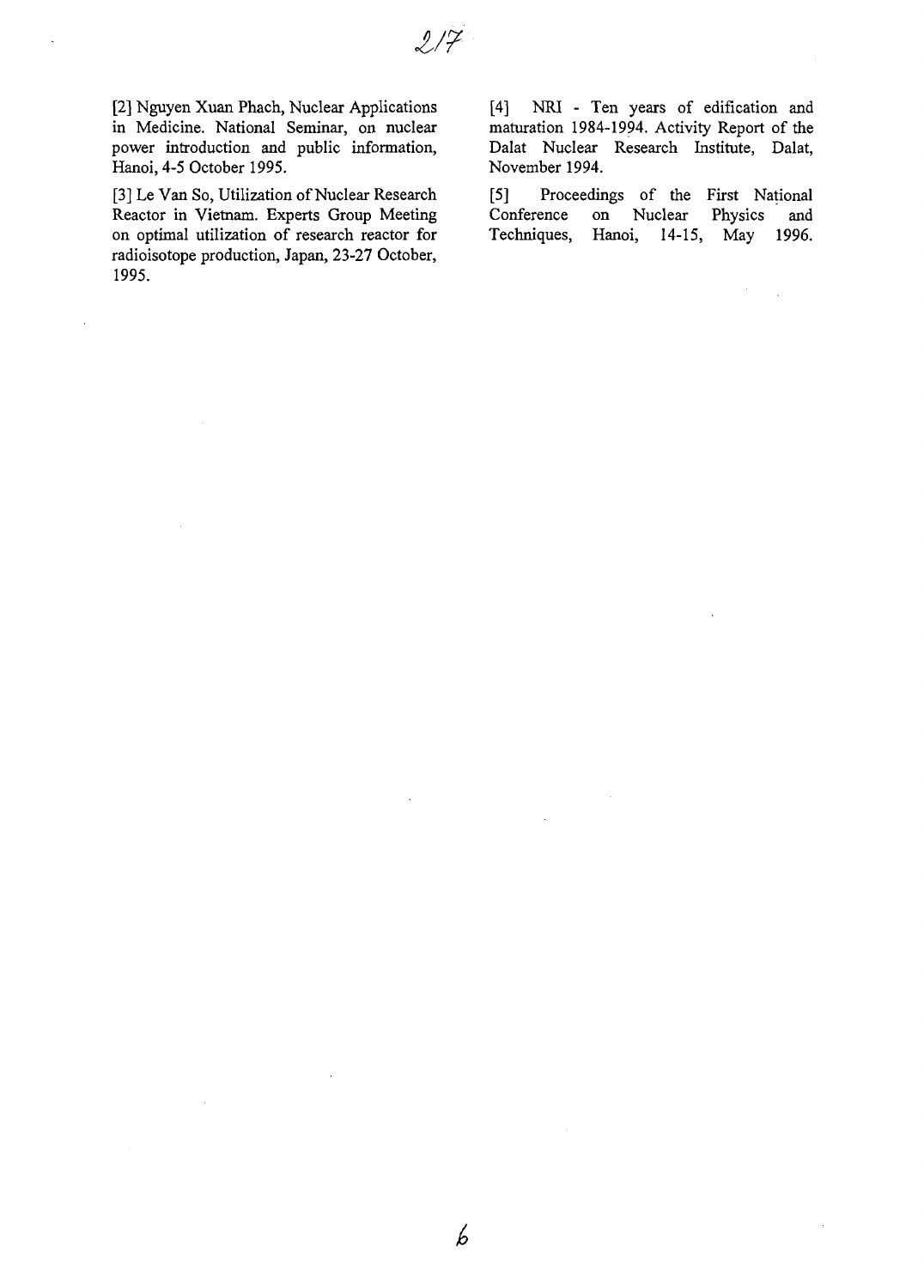[2] Nguyen Xuan Phach, Nuclear Applications in Medicine. National Seminar, on nuclear power introduction and public information, Hanoi, 4-5 October 1995.

[3] Le Van So, Utilization of Nuclear Research Reactor in Vietnam. Experts Group Meeting on optimal utilization of research reactor for radioisotope production, Japan, 23-27 October, 1995.

[4] NRI - Ten years of edification and maturation 1984-1994. Activity Report of the Dalat Nuclear Research Institute, Dalat, November 1994.

[5] Proceedings of the First National Conference on Nuclear Physics and Techniques, Hanoi, 14-15, May 1996.